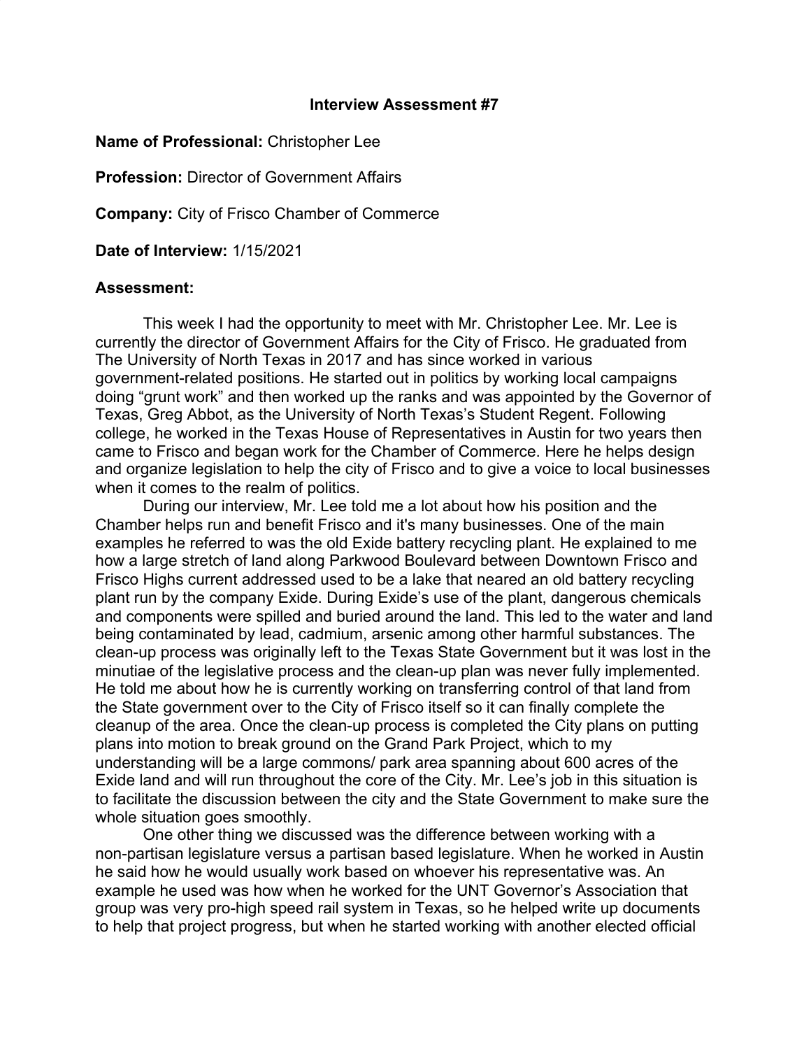# Interview Assessment #7

**Name of Professional:** Christopher Lee

**Profession:** Director of Government Affairs

**Company:** City of Frisco Chamber of Commerce

**Date of Interview:** 1/15/2021

**Assessment:**

This week I had the opportunity to meet with Mr. Christopher Lee. Mr. Lee is currently the director of Government Affairs for the City of Frisco. He graduated from The University of North Texas in 2017 and has since worked in various government-related positions. He started out in politics by working local campaigns doing "grunt work" and then worked up the ranks and was appointed by the Governor of Texas, Greg Abbot, as the University of North Texas's Student Regent. Following college, he worked in the Texas House of Representatives in Austin for two years then came to Frisco and began work for the Chamber of Commerce. Here he helps design and organize legislation to help the city of Frisco and to give a voice to local businesses when it comes to the realm of politics.

During our interview, Mr. Lee told me a lot about how his position and the Chamber helps run and benefit Frisco and it's many businesses. One of the main examples he referred to was the old Exide battery recycling plant. He explained to me how a large stretch of land along Parkwood Boulevard between Downtown Frisco and Frisco Highs current addressed used to be a lake that neared an old battery recycling plant run by the company Exide. During Exide's use of the plant, dangerous chemicals and components were spilled and buried around the land. This led to the water and land being contaminated by lead, cadmium, arsenic among other harmful substances. The clean-up process was originally left to the Texas State Government but it was lost in the minutiae of the legislative process and the clean-up plan was never fully implemented. He told me about how he is currently working on transferring control of that land from the State government over to the City of Frisco itself so it can finally complete the cleanup of the area. Once the clean-up process is completed the City plans on putting plans into motion to break ground on the Grand Park Project, which to my understanding will be a large commons/ park area spanning about 600 acres of the Exide land and will run throughout the core of the City. Mr. Lee's job in this situation is to facilitate the discussion between the city and the State Government to make sure the whole situation goes smoothly.

One other thing we discussed was the difference between working with a non-partisan legislature versus a partisan based legislature. When he worked in Austin he said how he would usually work based on whoever his representative was. An example he used was how when he worked for the UNT Governor's Association that group was very pro-high speed rail system in Texas, so he helped write up documents to help that project progress, but when he started working with another elected official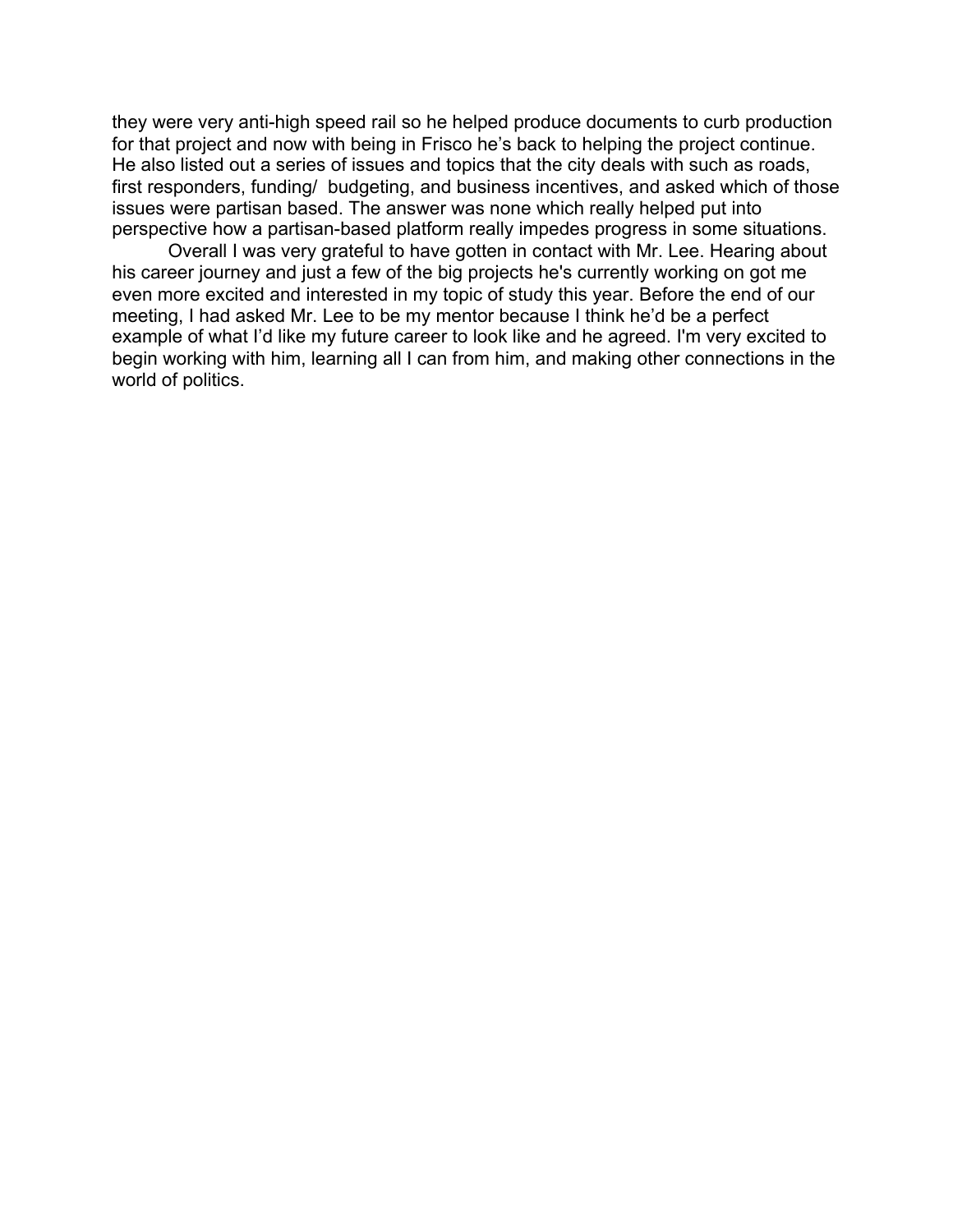they were very anti-high speed rail so he helped produce documents to curb production for that project and now with being in Frisco he's back to helping the project continue. He also listed out a series of issues and topics that the city deals with such as roads, first responders, funding/  budgeting, and business incentives, and asked which of those issues were partisan based. The answer was none which really helped put into perspective how a partisan-based platform really impedes progress in some situations.

Overall I was very grateful to have gotten in contact with Mr. Lee. Hearing about his career journey and just a few of the big projects he's currently working on got me even more excited and interested in my topic of study this year. Before the end of our meeting, I had asked Mr. Lee to be my mentor because I think he'd be a perfect example of what I'd like my future career to look like and he agreed. I'm very excited to begin working with him, learning all I can from him, and making other connections in the world of politics.